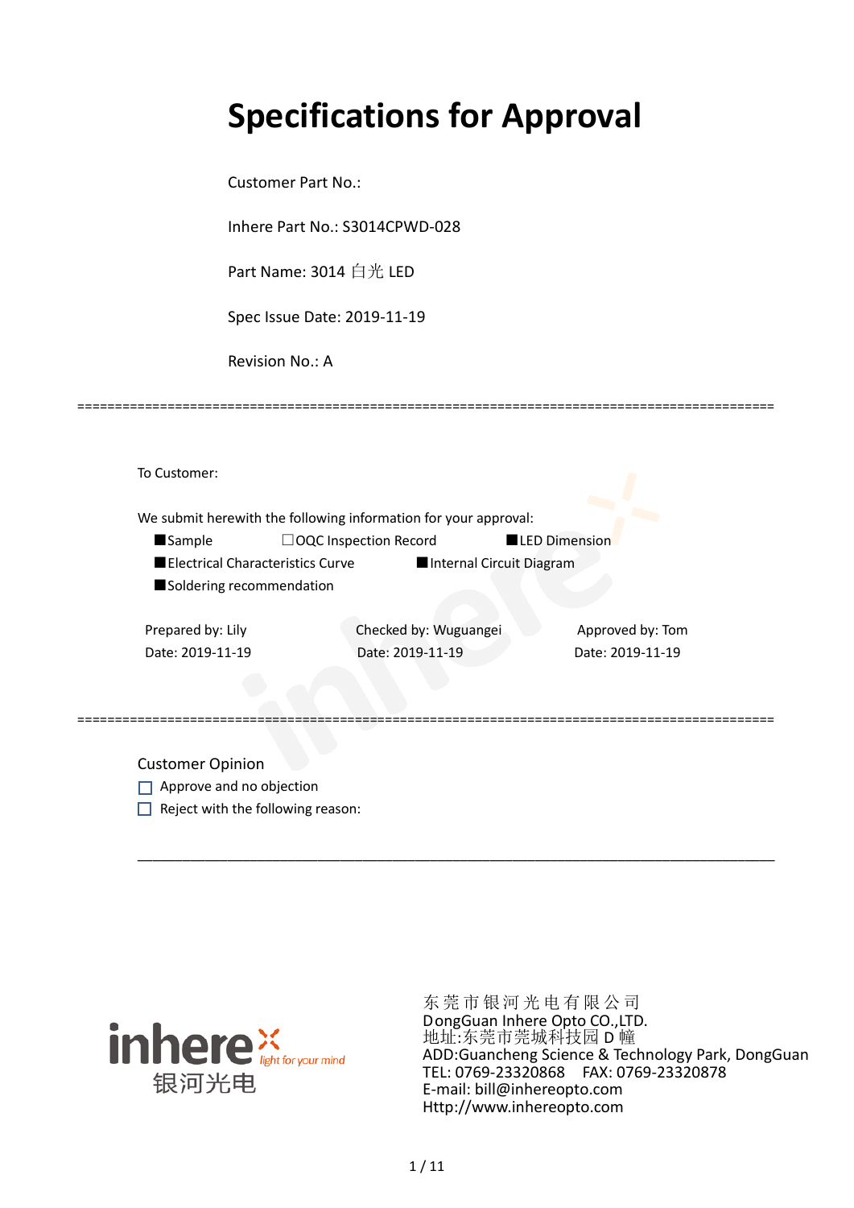# Specifications for Approval

Customer Part No.:

Inhere Part No.: S3014CPWD-028

Part Name: 3014 白光 LED

Spec Issue Date: 2019-11-19

Revision No.: A

===========================================================================================

To Customer:

We submit herewith the following information for your approval:

■Sample ☐OQC Inspection Record ■LED Dimension

■Electrical Characteristics Curve ■Internal Circuit Diagram

■Soldering recommendation

| Prepared by: Lily | Checked by: Wuguangei | Approved by: Tom |
|---|---|---|
| Date: 2019-11-19 | Date: 2019-11-19 | Date: 2019-11-19 |

===========================================================================================

Customer Opinion

☐ Approve and no objection

☐ Reject with the following reason:

_______________________________________________________________________________

inhere light for your mind 银河光电

东莞市银河光电有限公司
DongGuan Inhere Opto CO.,LTD.
地址:东莞市莞城科技园 D 幢
ADD:Guancheng Science & Technology Park, DongGuan
TEL: 0769-23320868 FAX: 0769-23320878
E-mail: bill@inhereopto.com
Http://www.inhereopto.com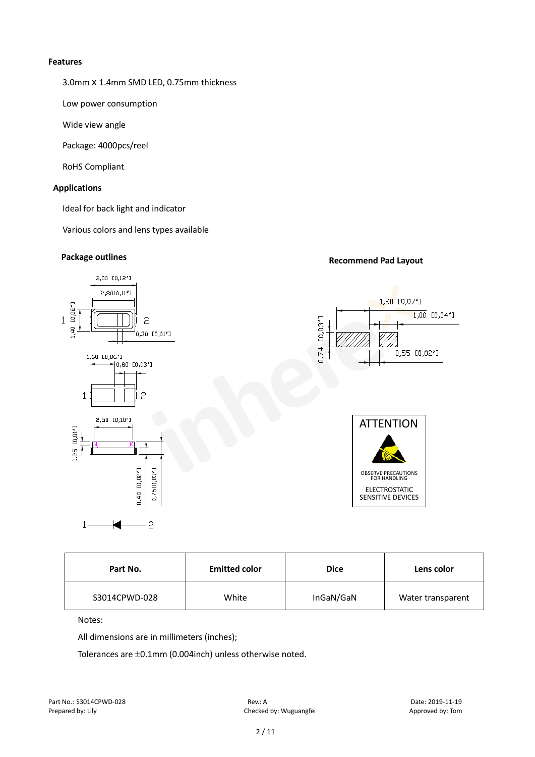### Features

3.0mm x 1.4mm SMD LED, 0.75mm thickness

Low power consumption

Wide view angle

Package: 4000pcs/reel

RoHS Compliant

### Applications

Ideal for back light and indicator

Various colors and lens types available

### Package outlines

### Recommend Pad Layout

ATTENTION

OBSERVE PRECAUTIONS FOR HANDLING

ELECTROSTATIC SENSITIVE DEVICES

| Part No. | Emitted color | Dice | Lens color |
|---|---|---|---|
| S3014CPWD-028 | White | InGaN/GaN | Water transparent |

Notes:

All dimensions are in millimeters (inches);

Tolerances are ±0.1mm (0.004inch) unless otherwise noted.

Part No.: S3014CPWD-028 | Rev.: A | Date: 2019-11-19

Prepared by: Lily | Checked by: Wuguangfei | Approved by: Tom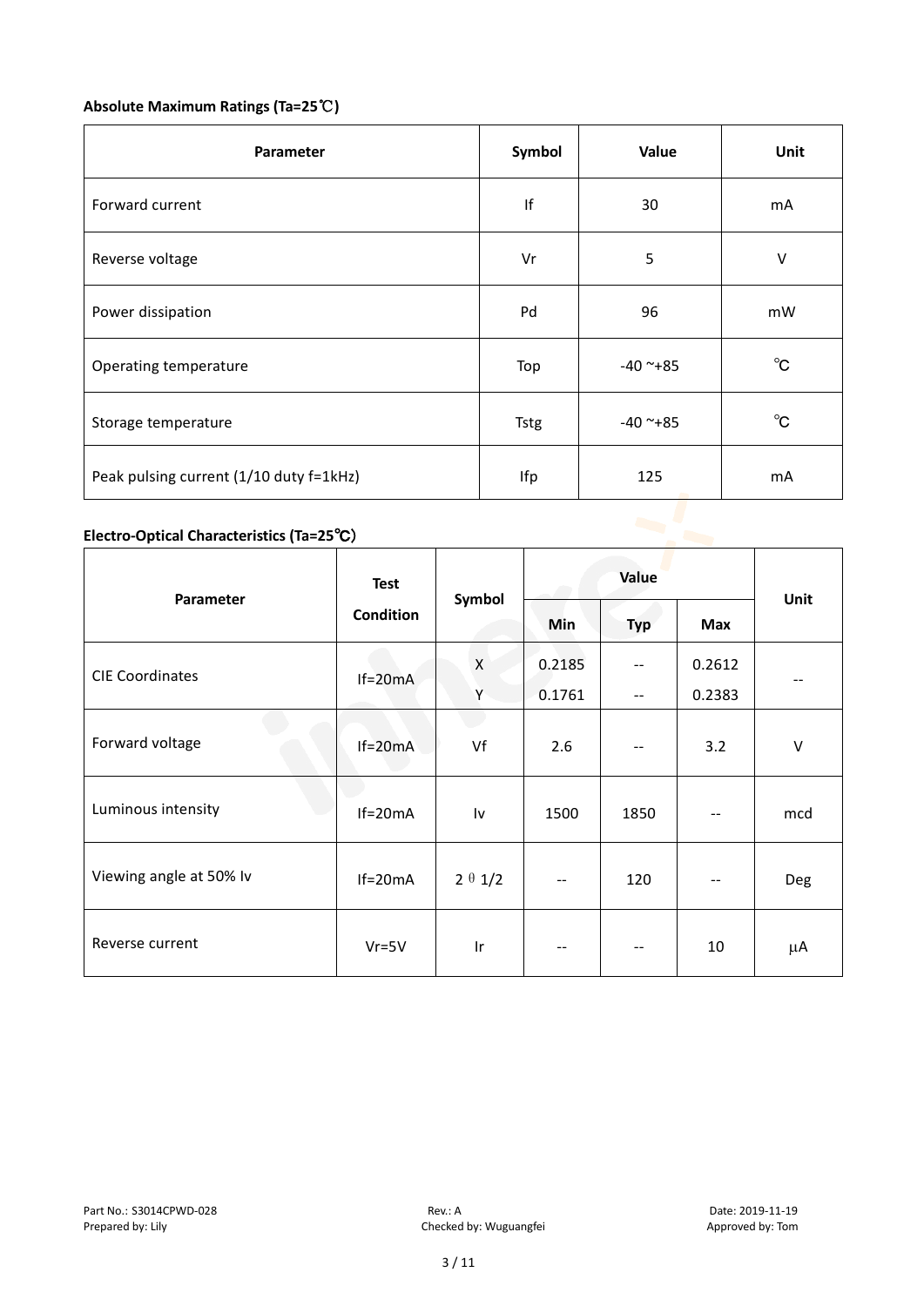**Absolute Maximum Ratings (Ta=25℃)**

| Parameter | Symbol | Value | Unit |
|---|---|---|---|
| Forward current | If | 30 | mA |
| Reverse voltage | Vr | 5 | V |
| Power dissipation | Pd | 96 | mW |
| Operating temperature | Top | -40 ~+85 | ℃ |
| Storage temperature | Tstg | -40 ~+85 | ℃ |
| Peak pulsing current (1/10 duty f=1kHz) | Ifp | 125 | mA |

**Electro-Optical Characteristics (Ta=25℃)**

| Parameter | Test Condition | Symbol | Value | | | Unit |
|---|---|---|---|---|---|---|
| | | | Min | Typ | Max | |
| CIE Coordinates | If=20mA | X | 0.2185 | -- | 0.2612 | -- |
| | | Y | 0.1761 | -- | 0.2383 | |
| Forward voltage | If=20mA | Vf | 2.6 | -- | 3.2 | V |
| Luminous intensity | If=20mA | Iv | 1500 | 1850 | -- | mcd |
| Viewing angle at 50% Iv | If=20mA | 2θ1/2 | -- | 120 | -- | Deg |
| Reverse current | Vr=5V | Ir | -- | -- | 10 | μA |

Part No.: S3014CPWD-028 Rev.: A Date: 2019-11-19
Prepared by: Lily Checked by: Wuguangfei Approved by: Tom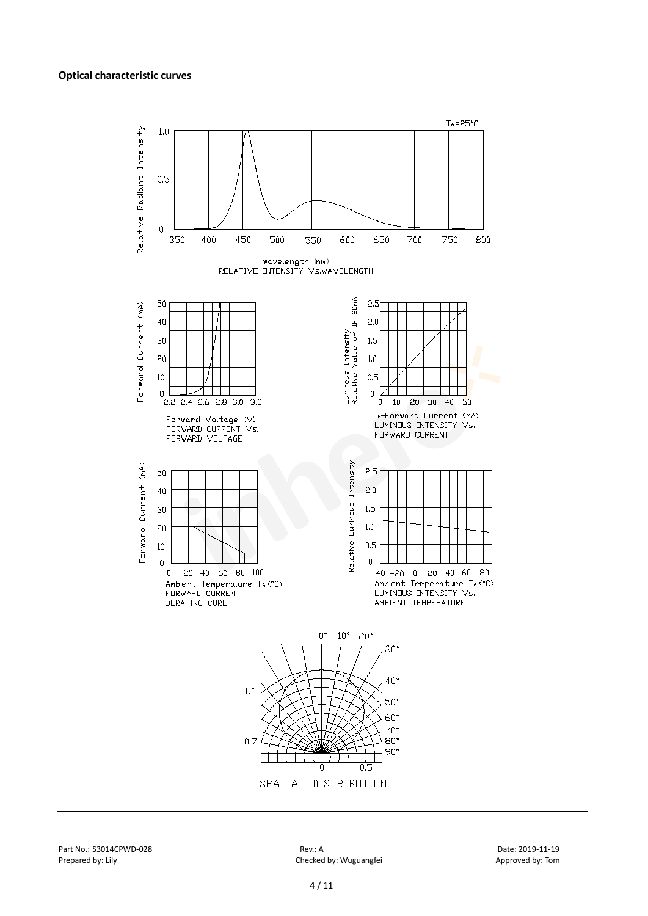**Optical characteristic curves**

$T_a$=25°C

RELATIVE INTENSITY Vs.WAVELENGTH

FORWARD CURRENT Vs. FORWARD VOLTAGE

LUMINOUS INTENSITY Vs. FORWARD CURRENT

FORWARD CURRENT DERATING CURE

LUMINOUS INTENSITY Vs. AMBIENT TEMPERATURE

SPATIAL DISTRIBUTION

Part No.: S3014CPWD-028 Rev.: A Date: 2019-11-19

Prepared by: Lily Checked by: Wuguangfei Approved by: Tom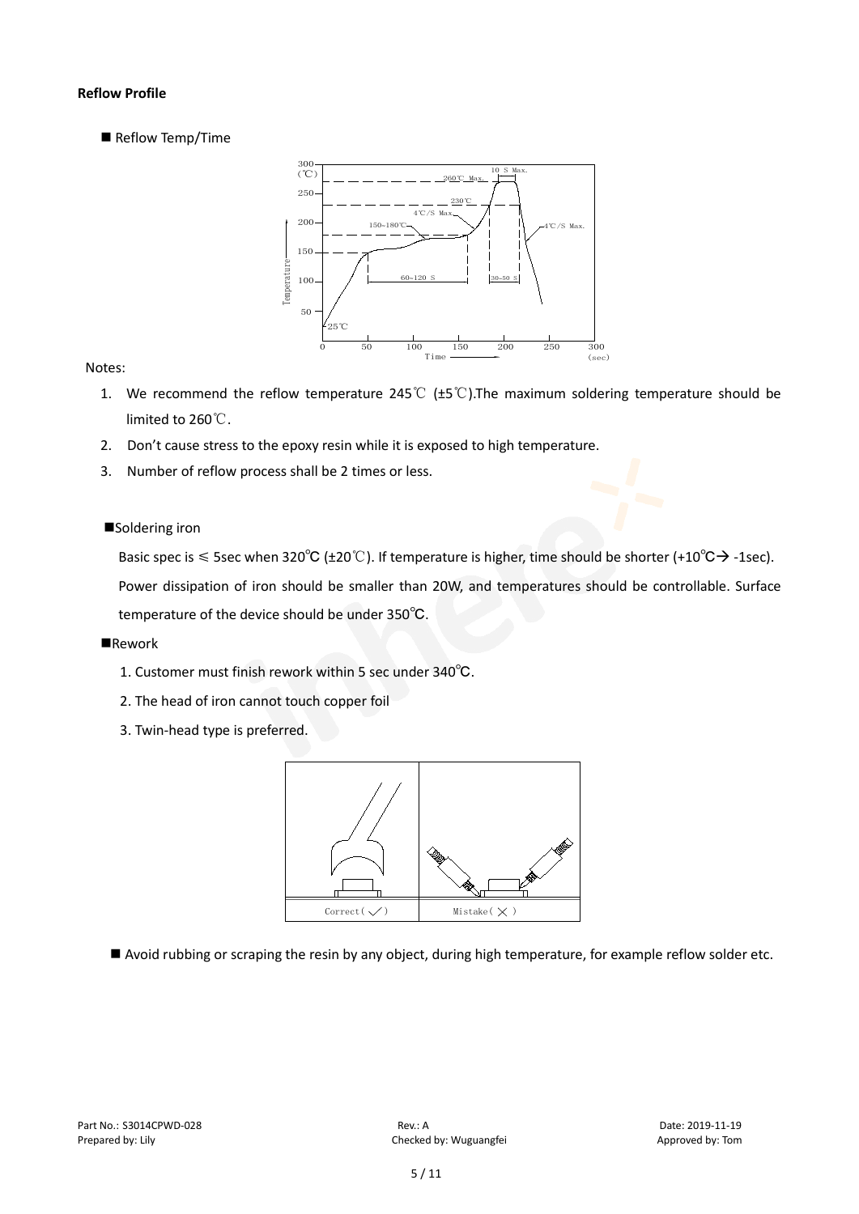**Reflow Profile**

■ Reflow Temp/Time

Notes:

1. We recommend the reflow temperature 245℃ (±5℃).The maximum soldering temperature should be limited to 260℃.
2. Don't cause stress to the epoxy resin while it is exposed to high temperature.
3. Number of reflow process shall be 2 times or less.

■Soldering iron

Basic spec is ≤ 5sec when 320℃ (±20℃). If temperature is higher, time should be shorter (+10℃→ -1sec). Power dissipation of iron should be smaller than 20W, and temperatures should be controllable. Surface temperature of the device should be under 350℃.

■Rework

1. Customer must finish rework within 5 sec under 340℃.
2. The head of iron cannot touch copper foil
3. Twin-head type is preferred.

■ Avoid rubbing or scraping the resin by any object, during high temperature, for example reflow solder etc.

Part No.: S3014CPWD-028 Rev.: A Date: 2019-11-19
Prepared by: Lily Checked by: Wuguangfei Approved by: Tom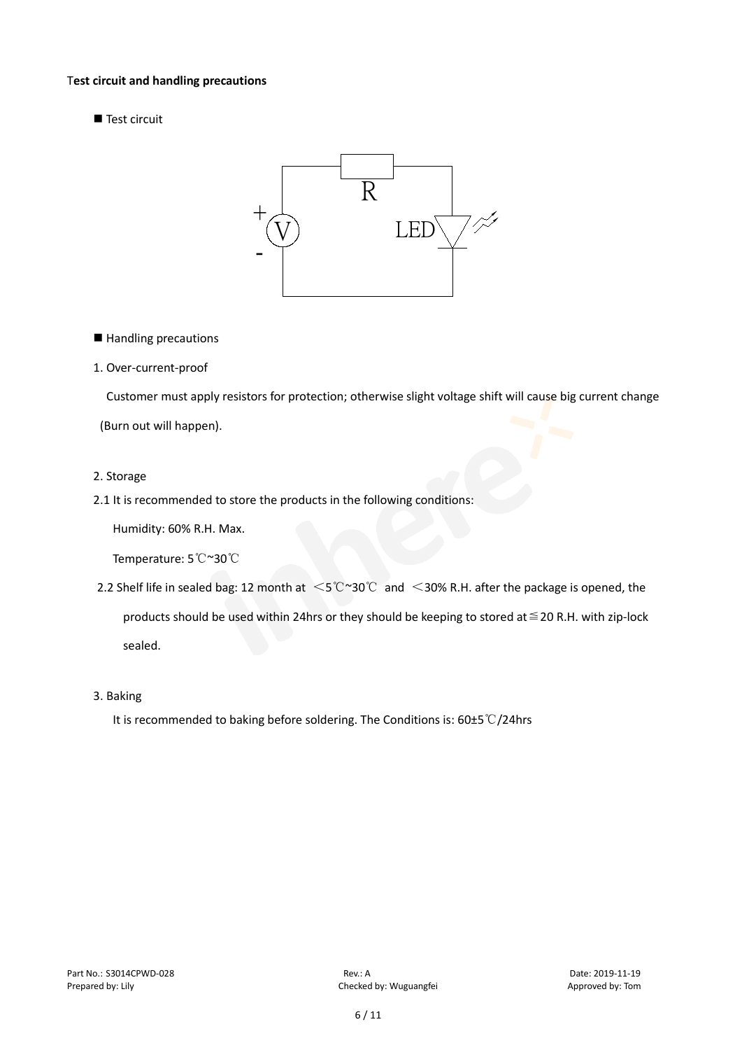**Test circuit and handling precautions**

■ Test circuit

■ Handling precautions

1. Over-current-proof

   Customer must apply resistors for protection; otherwise slight voltage shift will cause big current change (Burn out will happen).

2. Storage

2.1 It is recommended to store the products in the following conditions:

   Humidity: 60% R.H. Max.

   Temperature: 5℃~30℃

2.2 Shelf life in sealed bag: 12 month at ＜5℃~30℃ and ＜30% R.H. after the package is opened, the products should be used within 24hrs or they should be keeping to stored at≦20 R.H. with zip-lock sealed.

3. Baking

   It is recommended to baking before soldering. The Conditions is: 60±5℃/24hrs

Part No.: S3014CPWD-028　　Rev.: A　　Date: 2019-11-19
Prepared by: Lily　　Checked by: Wuguangfei　　Approved by: Tom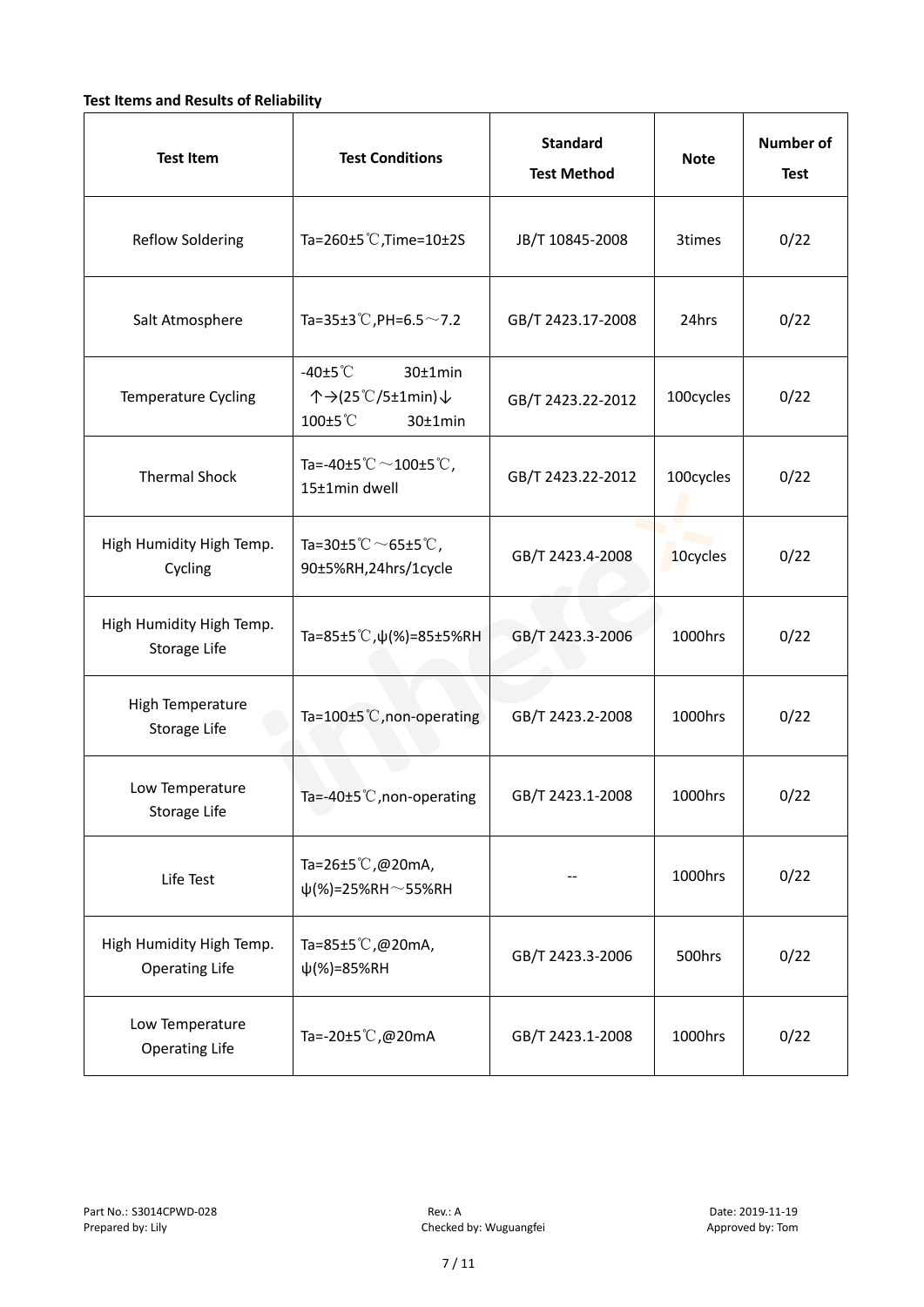**Test Items and Results of Reliability**

| Test Item | Test Conditions | Standard Test Method | Note | Number of Test |
|---|---|---|---|---|
| Reflow Soldering | Ta=260±5℃,Time=10±2S | JB/T 10845-2008 | 3times | 0/22 |
| Salt Atmosphere | Ta=35±3℃,PH=6.5～7.2 | GB/T 2423.17-2008 | 24hrs | 0/22 |
| Temperature Cycling | -40±5℃ 30±1min ↑→(25℃/5±1min)↓ 100±5℃ 30±1min | GB/T 2423.22-2012 | 100cycles | 0/22 |
| Thermal Shock | Ta=-40±5℃～100±5℃, 15±1min dwell | GB/T 2423.22-2012 | 100cycles | 0/22 |
| High Humidity High Temp. Cycling | Ta=30±5℃～65±5℃, 90±5%RH,24hrs/1cycle | GB/T 2423.4-2008 | 10cycles | 0/22 |
| High Humidity High Temp. Storage Life | Ta=85±5℃,ψ(%)=85±5%RH | GB/T 2423.3-2006 | 1000hrs | 0/22 |
| High Temperature Storage Life | Ta=100±5℃,non-operating | GB/T 2423.2-2008 | 1000hrs | 0/22 |
| Low Temperature Storage Life | Ta=-40±5℃,non-operating | GB/T 2423.1-2008 | 1000hrs | 0/22 |
| Life Test | Ta=26±5℃,@20mA, ψ(%)=25%RH～55%RH | -- | 1000hrs | 0/22 |
| High Humidity High Temp. Operating Life | Ta=85±5℃,@20mA, ψ(%)=85%RH | GB/T 2423.3-2006 | 500hrs | 0/22 |
| Low Temperature Operating Life | Ta=-20±5℃,@20mA | GB/T 2423.1-2008 | 1000hrs | 0/22 |

Part No.: S3014CPWD-028 Rev.: A Date: 2019-11-19
Prepared by: Lily Checked by: Wuguangfei Approved by: Tom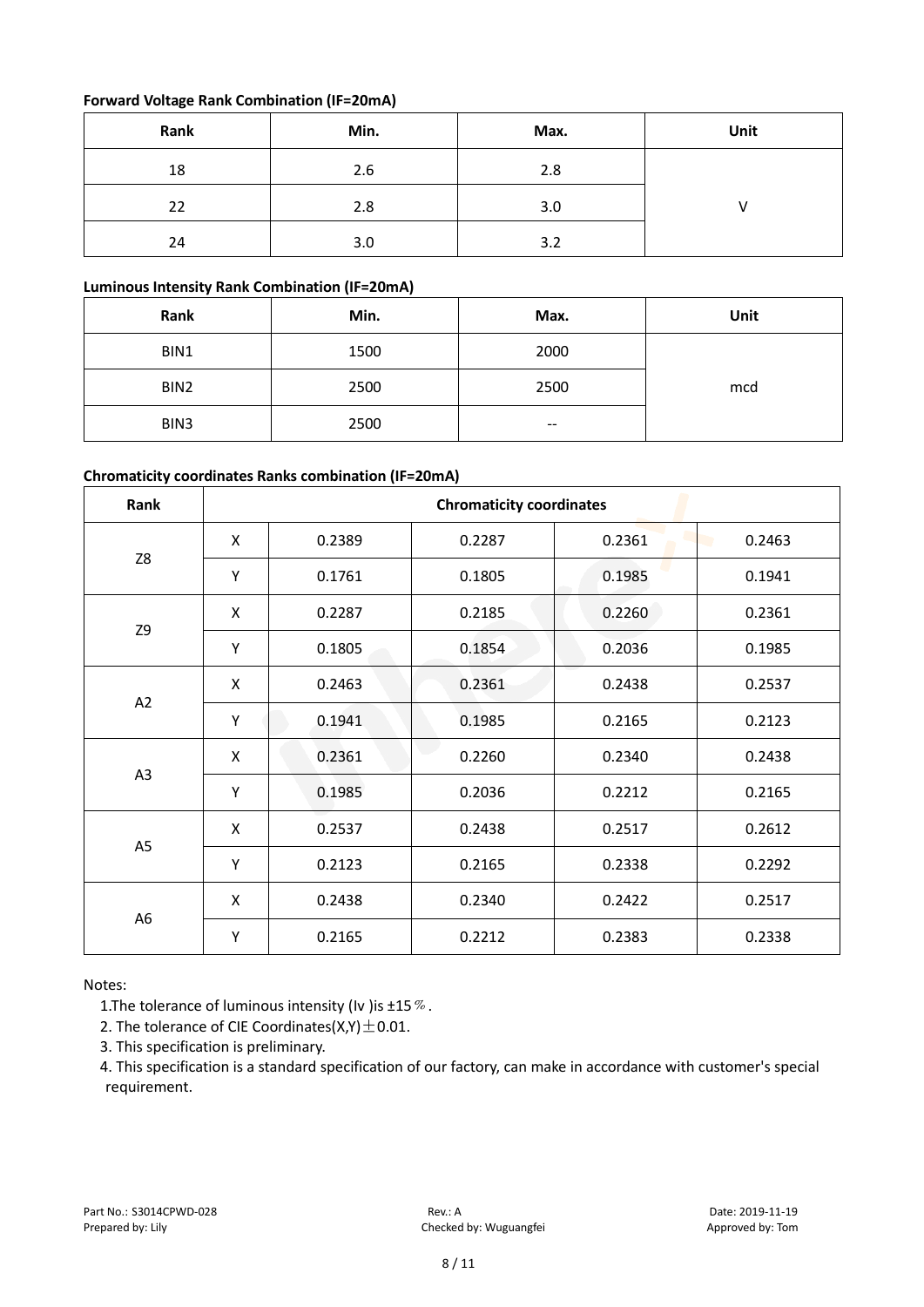**Forward Voltage Rank Combination (IF=20mA)**

| Rank | Min. | Max. | Unit |
|---|---|---|---|
| 18 | 2.6 | 2.8 | V |
| 22 | 2.8 | 3.0 | |
| 24 | 3.0 | 3.2 | |

**Luminous Intensity Rank Combination (IF=20mA)**

| Rank | Min. | Max. | Unit |
|---|---|---|---|
| BIN1 | 1500 | 2000 | mcd |
| BIN2 | 2500 | 2500 | |
| BIN3 | 2500 | -- | |

**Chromaticity coordinates Ranks combination (IF=20mA)**

| Rank | Chromaticity coordinates | | | | |
|---|---|---|---|---|---|
| Z8 | X | 0.2389 | 0.2287 | 0.2361 | 0.2463 |
| | Y | 0.1761 | 0.1805 | 0.1985 | 0.1941 |
| Z9 | X | 0.2287 | 0.2185 | 0.2260 | 0.2361 |
| | Y | 0.1805 | 0.1854 | 0.2036 | 0.1985 |
| A2 | X | 0.2463 | 0.2361 | 0.2438 | 0.2537 |
| | Y | 0.1941 | 0.1985 | 0.2165 | 0.2123 |
| A3 | X | 0.2361 | 0.2260 | 0.2340 | 0.2438 |
| | Y | 0.1985 | 0.2036 | 0.2212 | 0.2165 |
| A5 | X | 0.2537 | 0.2438 | 0.2517 | 0.2612 |
| | Y | 0.2123 | 0.2165 | 0.2338 | 0.2292 |
| A6 | X | 0.2438 | 0.2340 | 0.2422 | 0.2517 |
| | Y | 0.2165 | 0.2212 | 0.2383 | 0.2338 |

Notes:

1. The tolerance of luminous intensity (Iv )is ±15％.
2. The tolerance of CIE Coordinates(X,Y)±0.01.
3. This specification is preliminary.
4. This specification is a standard specification of our factory, can make in accordance with customer's special requirement.

Part No.: S3014CPWD-028　　Rev.: A　　Date: 2019-11-19
Prepared by: Lily　　Checked by: Wuguangfei　　Approved by: Tom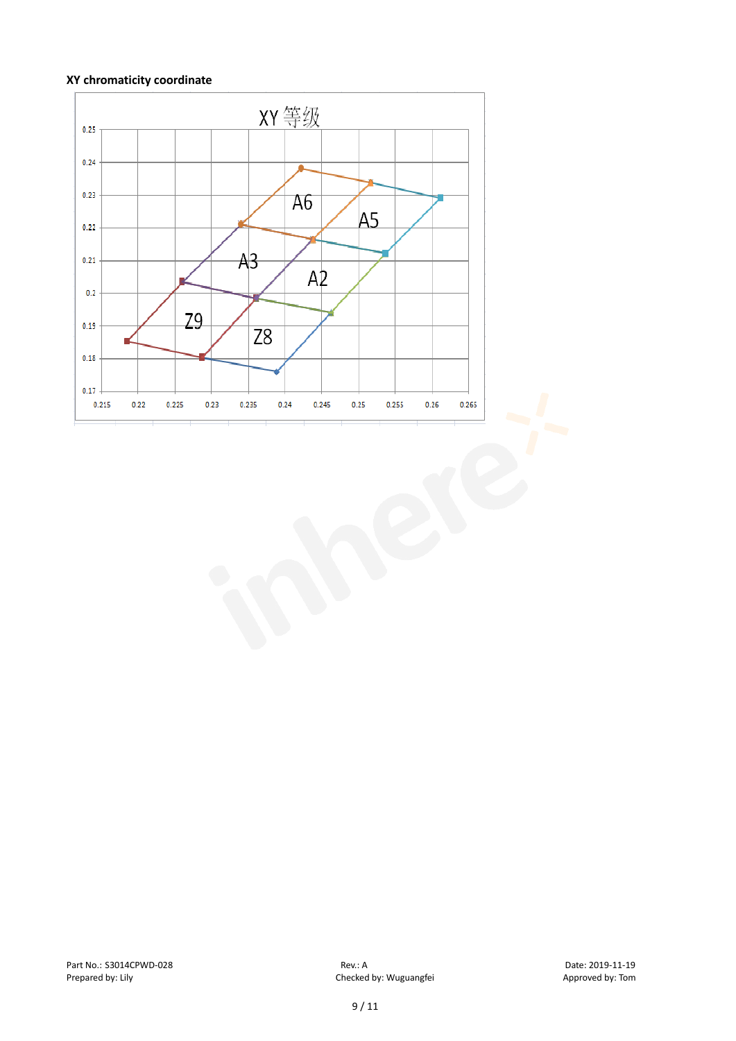**XY chromaticity coordinate**

XY 等级

| | |
|---|---|
| y-axis | 0.17, 0.18, 0.19, 0.2, 0.21, 0.22, 0.23, 0.24, 0.25 |
| x-axis | 0.215, 0.22, 0.225, 0.23, 0.235, 0.24, 0.245, 0.25, 0.255, 0.26, 0.265 |
| Bins | A6, A5, A3, A2, Z9, Z8 |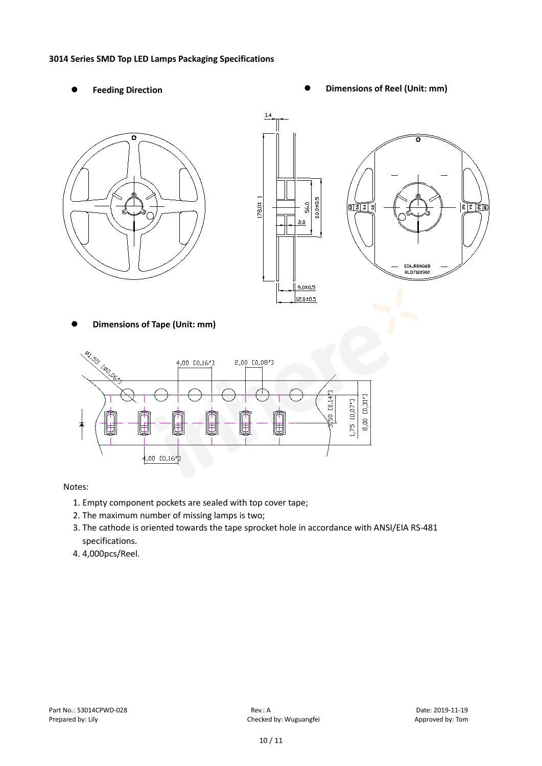### 3014 Series SMD Top LED Lamps Packaging Specifications

- **Feeding Direction**
- **Dimensions of Reel (Unit: mm)**
- **Dimensions of Tape (Unit: mm)**

Notes:

1. Empty component pockets are sealed with top cover tape;
2. The maximum number of missing lamps is two;
3. The cathode is oriented towards the tape sprocket hole in accordance with ANSI/EIA RS-481 specifications.
4. 4,000pcs/Reel.

Part No.: S3014CPWD-028 Rev.: A Date: 2019-11-19
Prepared by: Lily Checked by: Wuguangfei Approved by: Tom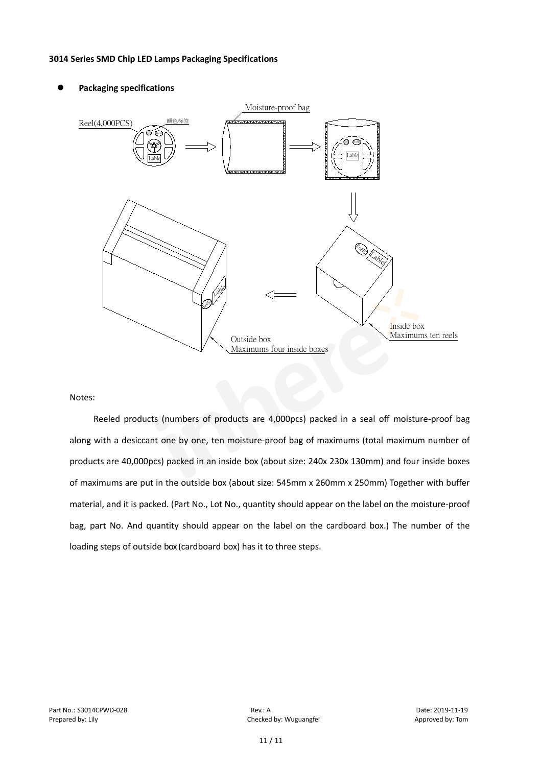**3014 Series SMD Chip LED Lamps Packaging Specifications**

- **Packaging specifications**

Moisture-proof bag

Reel(4,000PCS)

顏色标签

Lable

Lable

RoHS

Lable

Lable

RoHS

Inside box
Maximums ten reels

Outside box
Maximums four inside boxes

Notes:

Reeled products (numbers of products are 4,000pcs) packed in a seal off moisture-proof bag along with a desiccant one by one, ten moisture-proof bag of maximums (total maximum number of products are 40,000pcs) packed in an inside box (about size: 240x 230x 130mm) and four inside boxes of maximums are put in the outside box (about size: 545mm x 260mm x 250mm) Together with buffer material, and it is packed. (Part No., Lot No., quantity should appear on the label on the moisture-proof bag, part No. And quantity should appear on the label on the cardboard box.) The number of the loading steps of outside box (cardboard box) has it to three steps.

Part No.: S3014CPWD-028 Rev.: A Date: 2019-11-19
Prepared by: Lily Checked by: Wuguangfei Approved by: Tom